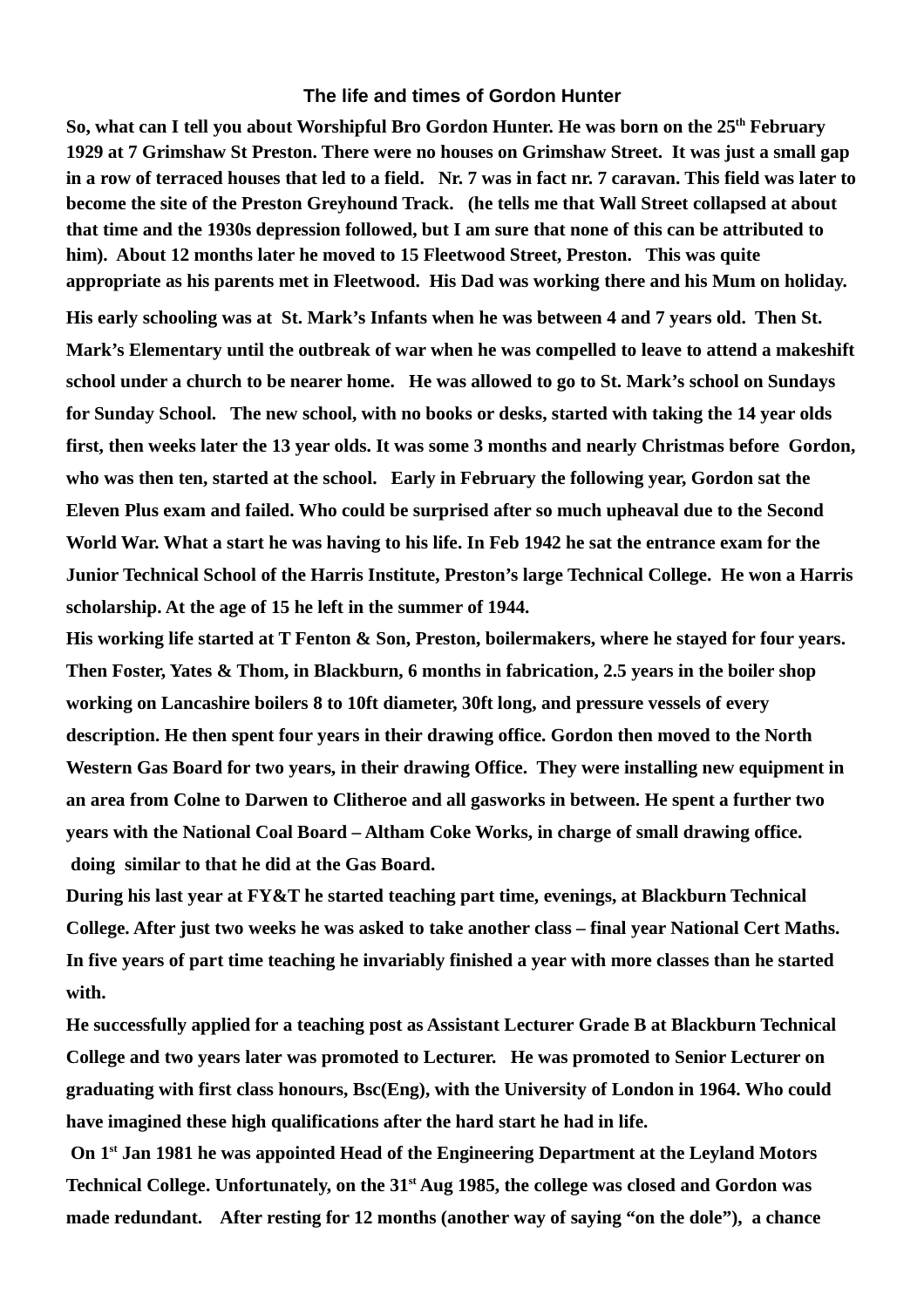# The life and times of Gordon Hunter

**So, what can I tell you about Worshipful Bro Gordon Hunter. He was born on the 25th February 1929 at 7 Grimshaw St Preston. There were no houses on Grimshaw Street. It was just a small gap in a row of terraced houses that led to a field. Nr. 7 was in fact nr. 7 caravan. This field was later to become the site of the Preston Greyhound Track. (he tells me that Wall Street collapsed at about that time and the 1930s depression followed, but I am sure that none of this can be attributed to him). About 12 months later he moved to 15 Fleetwood Street, Preston. This was quite appropriate as his parents met in Fleetwood. His Dad was working there and his Mum on holiday.**

**His early schooling was at St. Mark's Infants when he was between 4 and 7 years old. Then St. Mark's Elementary until the outbreak of war when he was compelled to leave to attend a makeshift school under a church to be nearer home. He was allowed to go to St. Mark's school on Sundays for Sunday School. The new school, with no books or desks, started with taking the 14 year olds first, then weeks later the 13 year olds. It was some 3 months and nearly Christmas before Gordon, who was then ten, started at the school. Early in February the following year, Gordon sat the Eleven Plus exam and failed. Who could be surprised after so much upheaval due to the Second World War. What a start he was having to his life. In Feb 1942 he sat the entrance exam for the Junior Technical School of the Harris Institute, Preston's large Technical College. He won a Harris scholarship. At the age of 15 he left in the summer of 1944.**

**His working life started at T Fenton & Son, Preston, boilermakers, where he stayed for four years. Then Foster, Yates & Thom, in Blackburn, 6 months in fabrication, 2.5 years in the boiler shop working on Lancashire boilers 8 to 10ft diameter, 30ft long, and pressure vessels of every description. He then spent four years in their drawing office. Gordon then moved to the North Western Gas Board for two years, in their drawing Office. They were installing new equipment in an area from Colne to Darwen to Clitheroe and all gasworks in between. He spent a further two years with the National Coal Board – Altham Coke Works, in charge of small drawing office. doing similar to that he did at the Gas Board.**

**During his last year at FY&T he started teaching part time, evenings, at Blackburn Technical College. After just two weeks he was asked to take another class – final year National Cert Maths. In five years of part time teaching he invariably finished a year with more classes than he started with.**

**He successfully applied for a teaching post as Assistant Lecturer Grade B at Blackburn Technical College and two years later was promoted to Lecturer. He was promoted to Senior Lecturer on graduating with first class honours, Bsc(Eng), with the University of London in 1964. Who could have imagined these high qualifications after the hard start he had in life.**

**On 1st Jan 1981 he was appointed Head of the Engineering Department at the Leyland Motors Technical College. Unfortunately, on the 31st Aug 1985, the college was closed and Gordon was made redundant. After resting for 12 months (another way of saying "on the dole"), a chance**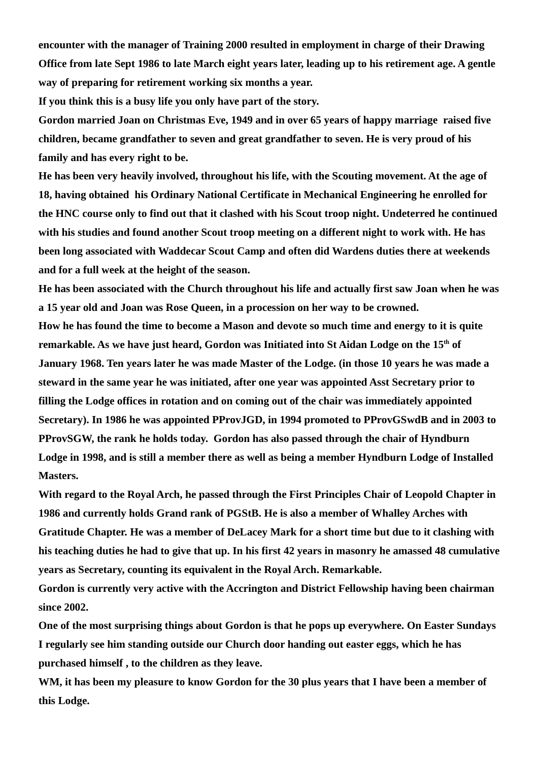**encounter with the manager of Training 2000 resulted in employment in charge of their Drawing Office from late Sept 1986 to late March eight years later, leading up to his retirement age. A gentle way of preparing for retirement working six months a year.**

**If you think this is a busy life you only have part of the story.**

**Gordon married Joan on Christmas Eve, 1949 and in over 65 years of happy marriage raised five children, became grandfather to seven and great grandfather to seven. He is very proud of his family and has every right to be.**

**He has been very heavily involved, throughout his life, with the Scouting movement. At the age of 18, having obtained his Ordinary National Certificate in Mechanical Engineering he enrolled for the HNC course only to find out that it clashed with his Scout troop night. Undeterred he continued with his studies and found another Scout troop meeting on a different night to work with. He has been long associated with Waddecar Scout Camp and often did Wardens duties there at weekends and for a full week at the height of the season.**

**He has been associated with the Church throughout his life and actually first saw Joan when he was a 15 year old and Joan was Rose Queen, in a procession on her way to be crowned.**

**How he has found the time to become a Mason and devote so much time and energy to it is quite remarkable. As we have just heard, Gordon was Initiated into St Aidan Lodge on the 15th of January 1968. Ten years later he was made Master of the Lodge. (in those 10 years he was made a steward in the same year he was initiated, after one year was appointed Asst Secretary prior to filling the Lodge offices in rotation and on coming out of the chair was immediately appointed Secretary). In 1986 he was appointed PProvJGD, in 1994 promoted to PProvGSwdB and in 2003 to PProvSGW, the rank he holds today. Gordon has also passed through the chair of Hyndburn Lodge in 1998, and is still a member there as well as being a member Hyndburn Lodge of Installed Masters.**

**With regard to the Royal Arch, he passed through the First Principles Chair of Leopold Chapter in 1986 and currently holds Grand rank of PGStB. He is also a member of Whalley Arches with Gratitude Chapter. He was a member of DeLacey Mark for a short time but due to it clashing with his teaching duties he had to give that up. In his first 42 years in masonry he amassed 48 cumulative years as Secretary, counting its equivalent in the Royal Arch. Remarkable.**

**Gordon is currently very active with the Accrington and District Fellowship having been chairman since 2002.**

**One of the most surprising things about Gordon is that he pops up everywhere. On Easter Sundays I regularly see him standing outside our Church door handing out easter eggs, which he has purchased himself , to the children as they leave.**

**WM, it has been my pleasure to know Gordon for the 30 plus years that I have been a member of this Lodge.**